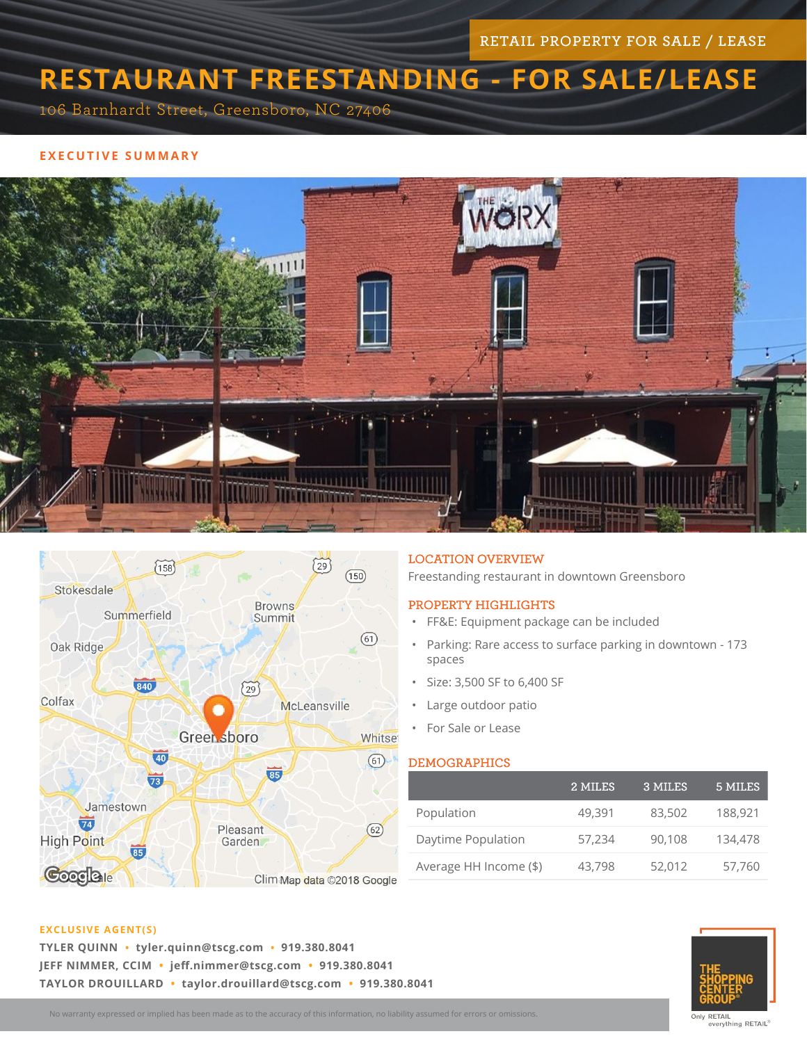RETAIL PROPERTY FOR SALE / LEASE

# RESTAURANT FREESTANDING - FOR SALE/LEASE

106 Barnhardt Street, Greensboro, NC 27406

## EXECUTIVE SUMMARY

### LOCATION OVERVIEW

Freestanding restaurant in downtown Greensboro

### PROPERTY HIGHLIGHTS

- FF&E: Equipment package can be included
- Parking: Rare access to surface parking in downtown - 173 spaces
- Size: 3,500 SF to 6,400 SF
- Large outdoor patio
- For Sale or Lease

### DEMOGRAPHICS

| | 2 MILES | 3 MILES | 5 MILES |
|---|---|---|---|
| Population | 49,391 | 83,502 | 188,921 |
| Daytime Population | 57,234 | 90,108 | 134,478 |
| Average HH Income ($) | 43,798 | 52,012 | 57,760 |

### EXCLUSIVE AGENT(S)

**TYLER QUINN** • tyler.quinn@tscg.com • 919.380.8041
**JEFF NIMMER, CCIM** • jeff.nimmer@tscg.com • 919.380.8041
**TAYLOR DROUILLARD** • taylor.drouillard@tscg.com • 919.380.8041

No warranty expressed or implied has been made as to the accuracy of this information, no liability assumed for errors or omissions.

THE SHOPPING CENTER GROUP®
Only RETAIL everything RETAIL®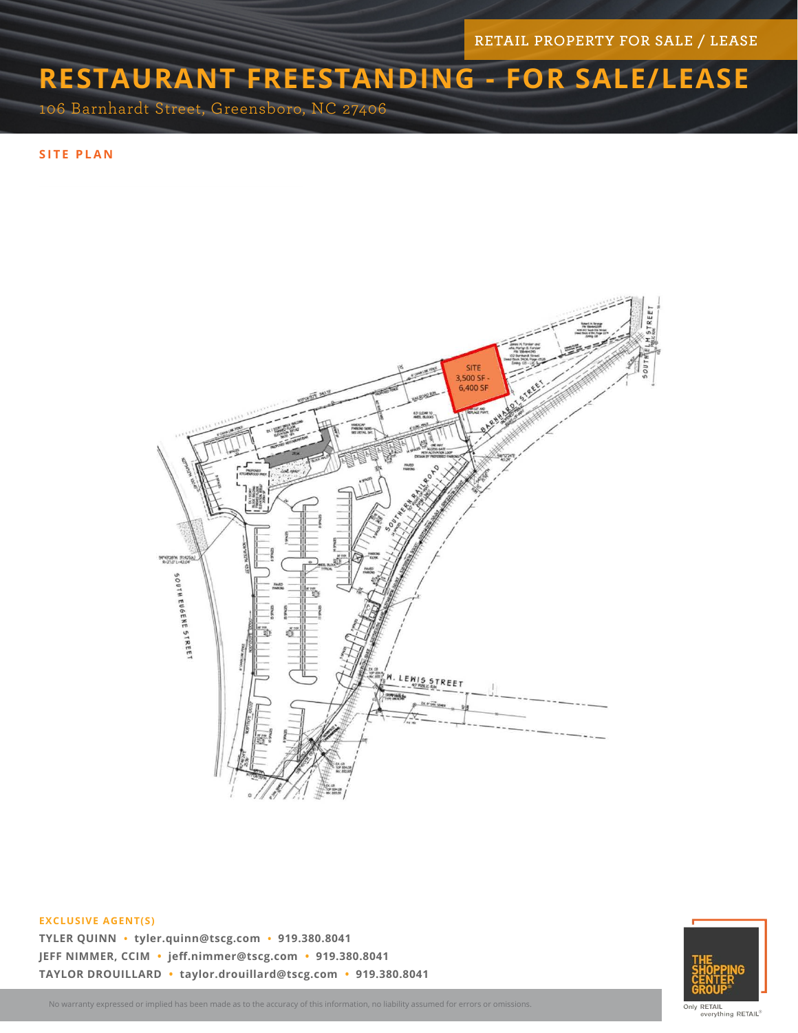RETAIL PROPERTY FOR SALE / LEASE

# RESTAURANT FREESTANDING - FOR SALE/LEASE

106 Barnhardt Street, Greensboro, NC 27406

## SITE PLAN

SITE
3,500 SF -
6,400 SF

BARNHARDT STREET

SOUTH ELM STREET

SOUTHERN RAILROAD

SOUTH EUGENE STREET

W. LEWIS STREET

**EXCLUSIVE AGENT(S)**

**TYLER QUINN • tyler.quinn@tscg.com • 919.380.8041**
**JEFF NIMMER, CCIM • jeff.nimmer@tscg.com • 919.380.8041**
**TAYLOR DROUILLARD • taylor.drouillard@tscg.com • 919.380.8041**

No warranty expressed or implied has been made as to the accuracy of this information, no liability assumed for errors or omissions.

THE SHOPPING CENTER GROUP®

Only RETAIL everything RETAIL®